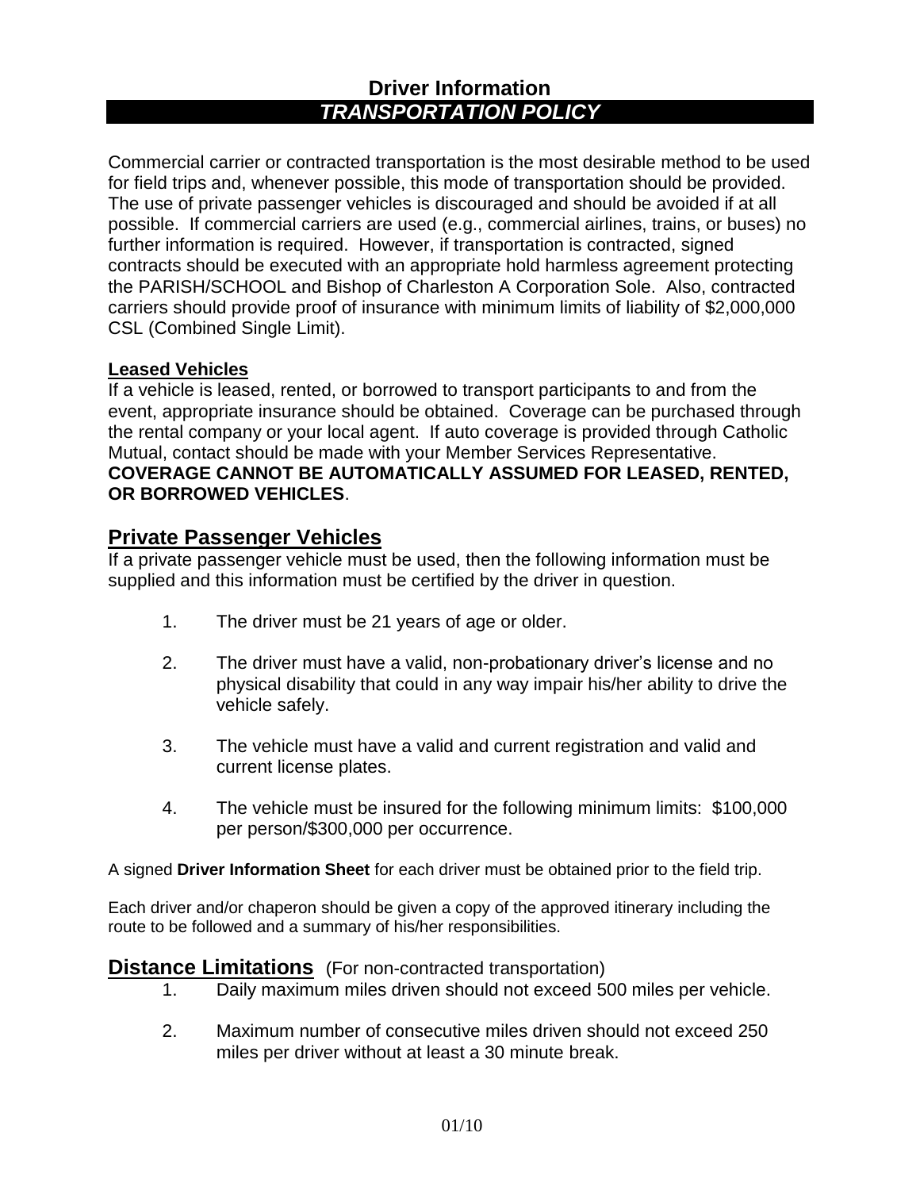# Driver Information

## *TRANSPORTATION POLICY*

Commercial carrier or contracted transportation is the most desirable method to be used for field trips and, whenever possible, this mode of transportation should be provided. The use of private passenger vehicles is discouraged and should be avoided if at all possible. If commercial carriers are used (e.g., commercial airlines, trains, or buses) no further information is required. However, if transportation is contracted, signed contracts should be executed with an appropriate hold harmless agreement protecting the PARISH/SCHOOL and Bishop of Charleston A Corporation Sole. Also, contracted carriers should provide proof of insurance with minimum limits of liability of $2,000,000 CSL (Combined Single Limit).

**Leased Vehicles**

If a vehicle is leased, rented, or borrowed to transport participants to and from the event, appropriate insurance should be obtained. Coverage can be purchased through the rental company or your local agent. If auto coverage is provided through Catholic Mutual, contact should be made with your Member Services Representative. **COVERAGE CANNOT BE AUTOMATICALLY ASSUMED FOR LEASED, RENTED, OR BORROWED VEHICLES**.

## Private Passenger Vehicles

If a private passenger vehicle must be used, then the following information must be supplied and this information must be certified by the driver in question.

1. The driver must be 21 years of age or older.
2. The driver must have a valid, non-probationary driver's license and no physical disability that could in any way impair his/her ability to drive the vehicle safely.
3. The vehicle must have a valid and current registration and valid and current license plates.
4. The vehicle must be insured for the following minimum limits: $100,000 per person/$300,000 per occurrence.

A signed **Driver Information Sheet** for each driver must be obtained prior to the field trip.

Each driver and/or chaperon should be given a copy of the approved itinerary including the route to be followed and a summary of his/her responsibilities.

## Distance Limitations (For non-contracted transportation)

1. Daily maximum miles driven should not exceed 500 miles per vehicle.
2. Maximum number of consecutive miles driven should not exceed 250 miles per driver without at least a 30 minute break.

01/10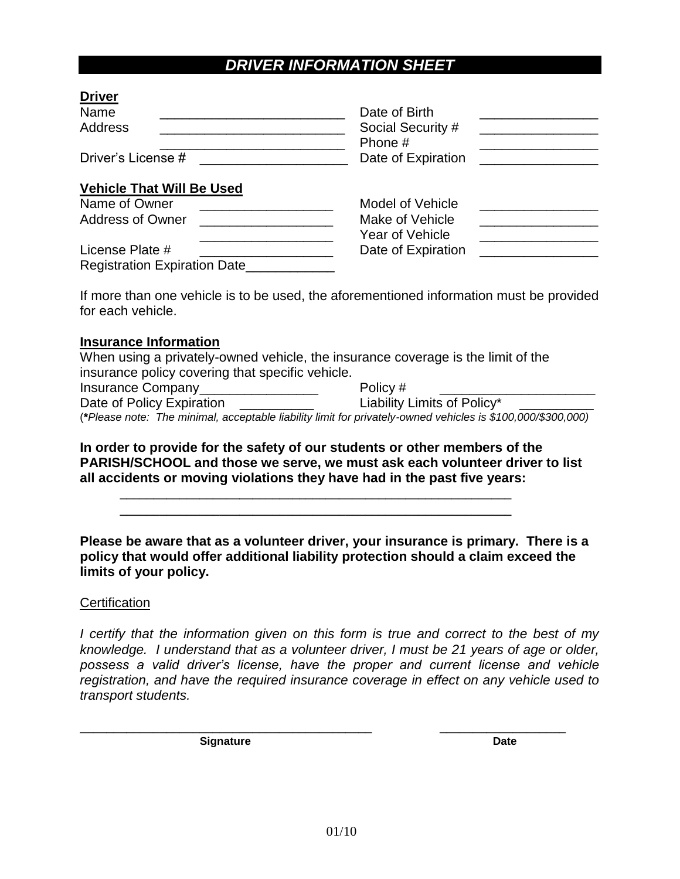# DRIVER INFORMATION SHEET

**Driver**

| | | | |
|---|---|---|---|
| Name | ________________________ | Date of Birth | _______________ |
| Address | ________________________ | Social Security # | _______________ |
| | ________________________ | Phone # | _______________ |
| Driver's License # | ____________________ | Date of Expiration | _______________ |

**Vehicle That Will Be Used**

| | | | |
|---|---|---|---|
| Name of Owner | _________________ | Model of Vehicle | _______________ |
| Address of Owner | _________________ | Make of Vehicle | _______________ |
| | _________________ | Year of Vehicle | _______________ |
| License Plate # | _________________ | Date of Expiration | _______________ |
| Registration Expiration Date____________ | | | |

If more than one vehicle is to be used, the aforementioned information must be provided for each vehicle.

**Insurance Information**

When using a privately-owned vehicle, the insurance coverage is the limit of the insurance policy covering that specific vehicle.

| | | | |
|---|---|---|---|
| Insurance Company________________ | | Policy # | _____________________ |
| Date of Policy Expiration | __________ | Liability Limits of Policy* | __________ |

(*\*Please note: The minimal, acceptable liability limit for privately-owned vehicles is $100,000/$300,000)*

**In order to provide for the safety of our students or other members of the PARISH/SCHOOL and those we serve, we must ask each volunteer driver to list all accidents or moving violations they have had in the past five years:**

_____________________________________________________

_____________________________________________________

**Please be aware that as a volunteer driver, your insurance is primary. There is a policy that would offer additional liability protection should a claim exceed the limits of your policy.**

Certification

*I certify that the information given on this form is true and correct to the best of my knowledge. I understand that as a volunteer driver, I must be 21 years of age or older, possess a valid driver's license, have the proper and current license and vehicle registration, and have the required insurance coverage in effect on any vehicle used to transport students.*

_________________________________________ &nbsp;&nbsp;&nbsp;&nbsp; _________________

**Signature** &nbsp;&nbsp;&nbsp;&nbsp; **Date**

01/10